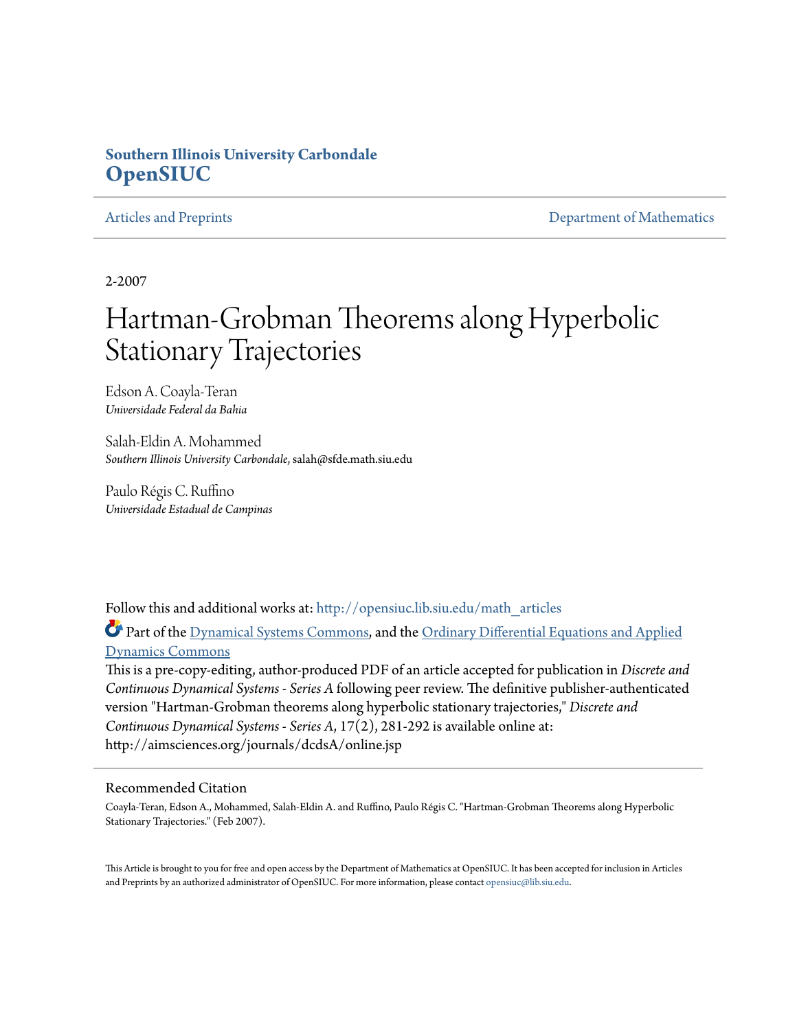**Southern Illinois University Carbondale**
**OpenSIUC**

Articles and Preprints | Department of Mathematics

2-2007

# Hartman-Grobman Theorems along Hyperbolic Stationary Trajectories

Edson A. Coayla-Teran
*Universidade Federal da Bahia*

Salah-Eldin A. Mohammed
*Southern Illinois University Carbondale*, salah@sfde.math.siu.edu

Paulo Régis C. Ruffino
*Universidade Estadual de Campinas*

Follow this and additional works at: http://opensiuc.lib.siu.edu/math_articles

Part of the Dynamical Systems Commons, and the Ordinary Differential Equations and Applied Dynamics Commons

This is a pre-copy-editing, author-produced PDF of an article accepted for publication in *Discrete and Continuous Dynamical Systems - Series A* following peer review. The definitive publisher-authenticated version "Hartman-Grobman theorems along hyperbolic stationary trajectories," *Discrete and Continuous Dynamical Systems - Series A*, 17(2), 281-292 is available online at: http://aimsciences.org/journals/dcdsA/online.jsp

## Recommended Citation

Coayla-Teran, Edson A., Mohammed, Salah-Eldin A. and Ruffino, Paulo Régis C. "Hartman-Grobman Theorems along Hyperbolic Stationary Trajectories." (Feb 2007).

This Article is brought to you for free and open access by the Department of Mathematics at OpenSIUC. It has been accepted for inclusion in Articles and Preprints by an authorized administrator of OpenSIUC. For more information, please contact opensiuc@lib.siu.edu.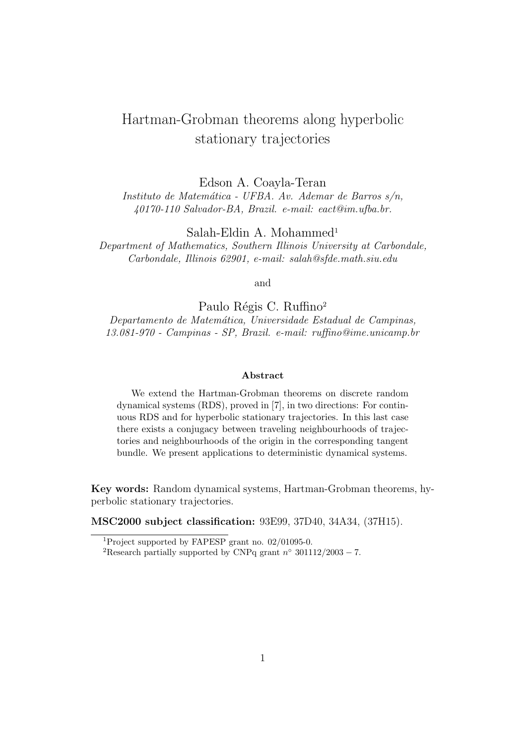# Hartman-Grobman theorems along hyperbolic stationary trajectories

Edson A. Coayla-Teran

*Instituto de Matemática - UFBA. Av. Ademar de Barros s/n, 40170-110 Salvador-BA, Brazil. e-mail: eact@im.ufba.br.*

Salah-Eldin A. Mohammed[1]

*Department of Mathematics, Southern Illinois University at Carbondale, Carbondale, Illinois 62901, e-mail: salah@sfde.math.siu.edu*

and

Paulo Régis C. Ruffino[2]

*Departamento de Matemática, Universidade Estadual de Campinas, 13.081-970 - Campinas - SP, Brazil. e-mail: ruffino@ime.unicamp.br*

**Abstract**

We extend the Hartman-Grobman theorems on discrete random dynamical systems (RDS), proved in [7], in two directions: For continuous RDS and for hyperbolic stationary trajectories. In this last case there exists a conjugacy between traveling neighbourhoods of trajectories and neighbourhoods of the origin in the corresponding tangent bundle. We present applications to deterministic dynamical systems.

**Key words:** Random dynamical systems, Hartman-Grobman theorems, hyperbolic stationary trajectories.

**MSC2000 subject classification:** 93E99, 37D40, 34A34, (37H15).

[1] Project supported by FAPESP grant no. 02/01095-0.

[2] Research partially supported by CNPq grant $n^\circ$ $301112/2003-7$.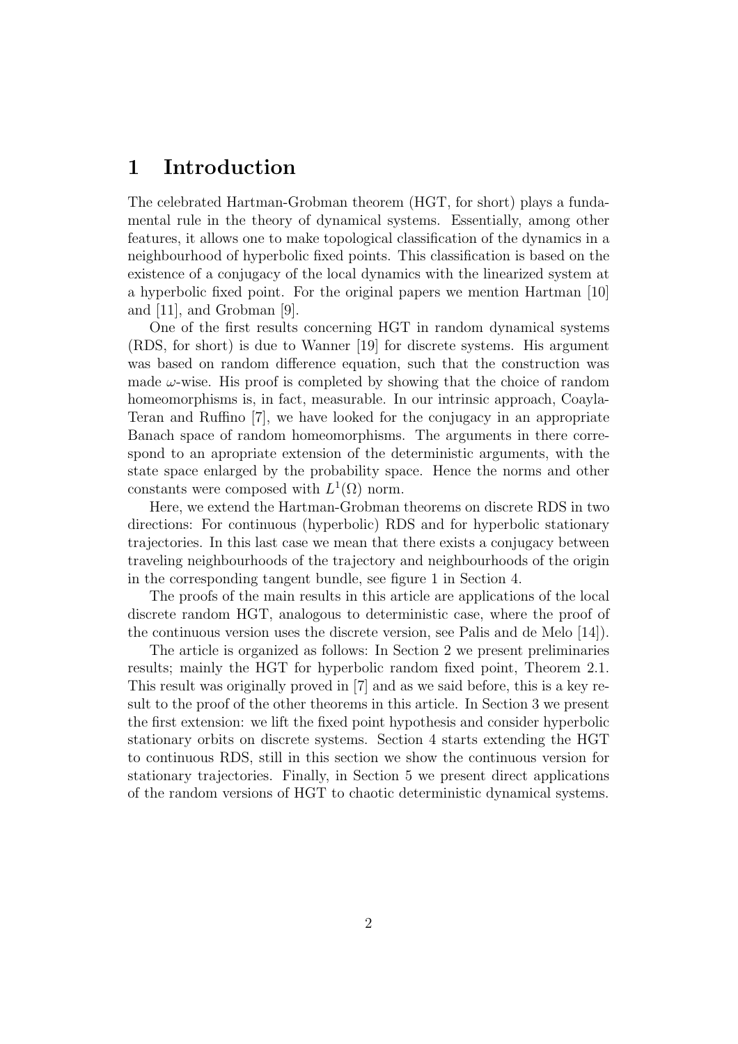# 1 Introduction

The celebrated Hartman-Grobman theorem (HGT, for short) plays a fundamental rule in the theory of dynamical systems. Essentially, among other features, it allows one to make topological classification of the dynamics in a neighbourhood of hyperbolic fixed points. This classification is based on the existence of a conjugacy of the local dynamics with the linearized system at a hyperbolic fixed point. For the original papers we mention Hartman [10] and [11], and Grobman [9].

One of the first results concerning HGT in random dynamical systems (RDS, for short) is due to Wanner [19] for discrete systems. His argument was based on random difference equation, such that the construction was made $\omega$-wise. His proof is completed by showing that the choice of random homeomorphisms is, in fact, measurable. In our intrinsic approach, Coayla-Teran and Ruffino [7], we have looked for the conjugacy in an appropriate Banach space of random homeomorphisms. The arguments in there correspond to an apropriate extension of the deterministic arguments, with the state space enlarged by the probability space. Hence the norms and other constants were composed with $L^1(\Omega)$ norm.

Here, we extend the Hartman-Grobman theorems on discrete RDS in two directions: For continuous (hyperbolic) RDS and for hyperbolic stationary trajectories. In this last case we mean that there exists a conjugacy between traveling neighbourhoods of the trajectory and neighbourhoods of the origin in the corresponding tangent bundle, see figure 1 in Section 4.

The proofs of the main results in this article are applications of the local discrete random HGT, analogous to deterministic case, where the proof of the continuous version uses the discrete version, see Palis and de Melo [14]).

The article is organized as follows: In Section 2 we present preliminaries results; mainly the HGT for hyperbolic random fixed point, Theorem 2.1. This result was originally proved in [7] and as we said before, this is a key result to the proof of the other theorems in this article. In Section 3 we present the first extension: we lift the fixed point hypothesis and consider hyperbolic stationary orbits on discrete systems. Section 4 starts extending the HGT to continuous RDS, still in this section we show the continuous version for stationary trajectories. Finally, in Section 5 we present direct applications of the random versions of HGT to chaotic deterministic dynamical systems.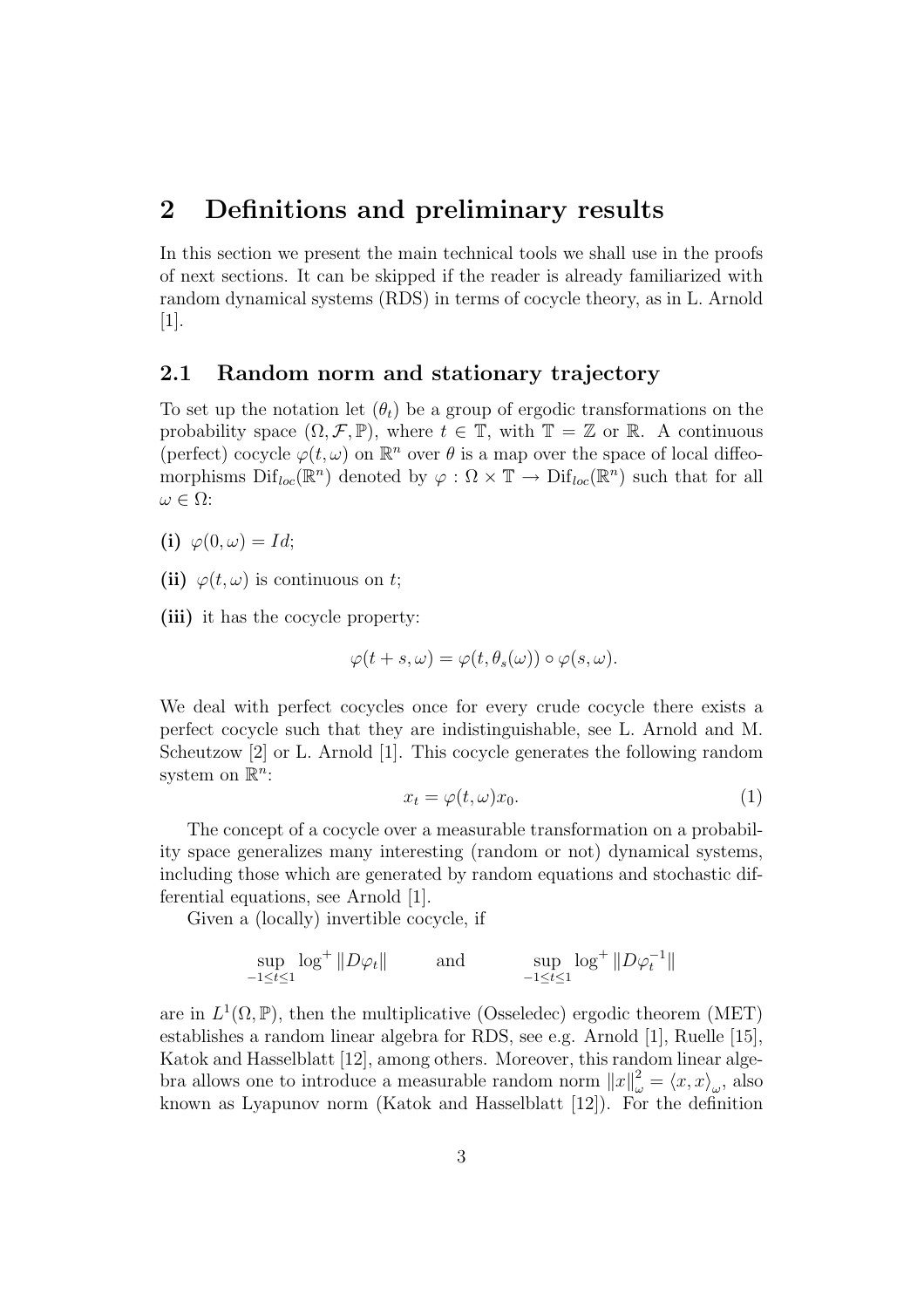## 2 Definitions and preliminary results

In this section we present the main technical tools we shall use in the proofs of next sections. It can be skipped if the reader is already familiarized with random dynamical systems (RDS) in terms of cocycle theory, as in L. Arnold [1].

### 2.1 Random norm and stationary trajectory

To set up the notation let $(\theta_t)$ be a group of ergodic transformations on the probability space $(\Omega, \mathcal{F}, \mathbb{P})$, where $t \in \mathbb{T}$, with $\mathbb{T} = \mathbb{Z}$ or $\mathbb{R}$. A continuous (perfect) cocycle $\varphi(t, \omega)$ on $\mathbb{R}^n$ over $\theta$ is a map over the space of local diffeomorphisms $\mathrm{Dif}_{loc}(\mathbb{R}^n)$ denoted by $\varphi : \Omega \times \mathbb{T} \to \mathrm{Dif}_{loc}(\mathbb{R}^n)$ such that for all $\omega \in \Omega$:

**(i)** $\varphi(0, \omega) = Id$;

**(ii)** $\varphi(t, \omega)$ is continuous on $t$;

**(iii)** it has the cocycle property:

$$\varphi(t + s, \omega) = \varphi(t, \theta_s(\omega)) \circ \varphi(s, \omega).$$

We deal with perfect cocycles once for every crude cocycle there exists a perfect cocycle such that they are indistinguishable, see L. Arnold and M. Scheutzow [2] or L. Arnold [1]. This cocycle generates the following random system on $\mathbb{R}^n$:

$$x_t = \varphi(t, \omega) x_0. \tag{1}$$

The concept of a cocycle over a measurable transformation on a probability space generalizes many interesting (random or not) dynamical systems, including those which are generated by random equations and stochastic differential equations, see Arnold [1].

Given a (locally) invertible cocycle, if

$$\sup_{-1 \leq t \leq 1} \log^+ \|D\varphi_t\| \qquad \text{and} \qquad \sup_{-1 \leq t \leq 1} \log^+ \|D\varphi_t^{-1}\|$$

are in $L^1(\Omega, \mathbb{P})$, then the multiplicative (Osseledec) ergodic theorem (MET) establishes a random linear algebra for RDS, see e.g. Arnold [1], Ruelle [15], Katok and Hasselblatt [12], among others. Moreover, this random linear algebra allows one to introduce a measurable random norm $\|x\|_\omega^2 = \langle x, x \rangle_\omega$, also known as Lyapunov norm (Katok and Hasselblatt [12]). For the definition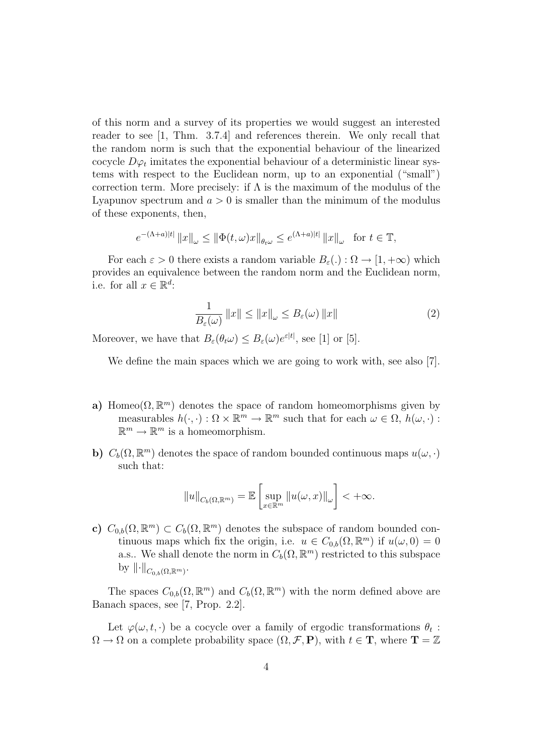of this norm and a survey of its properties we would suggest an interested reader to see [1, Thm. 3.7.4] and references therein. We only recall that the random norm is such that the exponential behaviour of the linearized cocycle $D\varphi_t$ imitates the exponential behaviour of a deterministic linear systems with respect to the Euclidean norm, up to an exponential ("small") correction term. More precisely: if $\Lambda$ is the maximum of the modulus of the Lyapunov spectrum and $a > 0$ is smaller than the minimum of the modulus of these exponents, then,

$$e^{-(\Lambda+a)|t|} \|x\|_\omega \leq \|\Phi(t,\omega)x\|_{\theta_t\omega} \leq e^{(\Lambda+a)|t|} \|x\|_\omega \quad \text{for } t \in \mathbb{T},$$

For each $\varepsilon > 0$ there exists a random variable $B_\varepsilon(.) : \Omega \to [1, +\infty)$ which provides an equivalence between the random norm and the Euclidean norm, i.e. for all $x \in \mathbb{R}^d$:

$$\frac{1}{B_\varepsilon(\omega)} \|x\| \leq \|x\|_\omega \leq B_\varepsilon(\omega) \|x\| \tag{2}$$

Moreover, we have that $B_\varepsilon(\theta_t\omega) \leq B_\varepsilon(\omega)e^{\varepsilon|t|}$, see [1] or [5].

We define the main spaces which we are going to work with, see also [7].

**a)** $\text{Homeo}(\Omega, \mathbb{R}^m)$ denotes the space of random homeomorphisms given by measurables $h(\cdot,\cdot) : \Omega \times \mathbb{R}^m \to \mathbb{R}^m$ such that for each $\omega \in \Omega$, $h(\omega,\cdot) : \mathbb{R}^m \to \mathbb{R}^m$ is a homeomorphism.

**b)** $C_b(\Omega, \mathbb{R}^m)$ denotes the space of random bounded continuous maps $u(\omega,\cdot)$ such that:

$$\|u\|_{C_b(\Omega,\mathbb{R}^m)} = \mathbb{E}\left[\sup_{x\in\mathbb{R}^m} \|u(\omega,x)\|_\omega\right] < +\infty.$$

**c)** $C_{0,b}(\Omega, \mathbb{R}^m) \subset C_b(\Omega, \mathbb{R}^m)$ denotes the subspace of random bounded continuous maps which fix the origin, i.e. $u \in C_{0,b}(\Omega, \mathbb{R}^m)$ if $u(\omega, 0) = 0$ a.s.. We shall denote the norm in $C_b(\Omega, \mathbb{R}^m)$ restricted to this subspace by $\|\cdot\|_{C_{0,b}(\Omega,\mathbb{R}^m)}$.

The spaces $C_{0,b}(\Omega, \mathbb{R}^m)$ and $C_b(\Omega, \mathbb{R}^m)$ with the norm defined above are Banach spaces, see [7, Prop. 2.2].

Let $\varphi(\omega, t, \cdot)$ be a cocycle over a family of ergodic transformations $\theta_t : \Omega \to \Omega$ on a complete probability space $(\Omega, \mathcal{F}, \mathbf{P})$, with $t \in \mathbf{T}$, where $\mathbf{T} = \mathbb{Z}$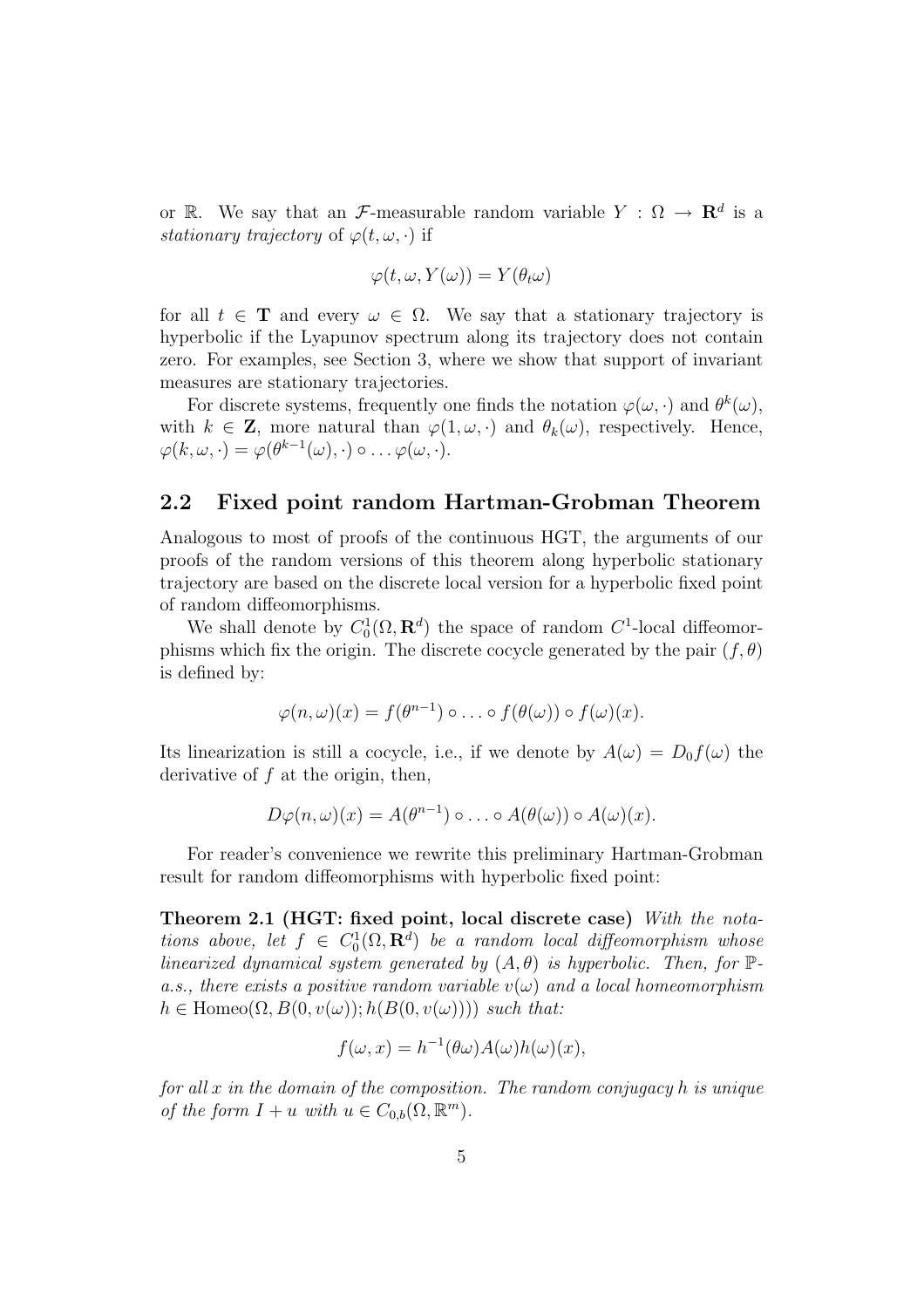or $\mathbb{R}$. We say that an $\mathcal{F}$-measurable random variable $Y : \Omega \to \mathbf{R}^d$ is a *stationary trajectory* of $\varphi(t, \omega, \cdot)$ if

$$\varphi(t, \omega, Y(\omega)) = Y(\theta_t \omega)$$

for all $t \in \mathbf{T}$ and every $\omega \in \Omega$. We say that a stationary trajectory is hyperbolic if the Lyapunov spectrum along its trajectory does not contain zero. For examples, see Section 3, where we show that support of invariant measures are stationary trajectories.

For discrete systems, frequently one finds the notation $\varphi(\omega, \cdot)$ and $\theta^k(\omega)$, with $k \in \mathbf{Z}$, more natural than $\varphi(1, \omega, \cdot)$ and $\theta_k(\omega)$, respectively. Hence, $\varphi(k, \omega, \cdot) = \varphi(\theta^{k-1}(\omega), \cdot) \circ \ldots \varphi(\omega, \cdot)$.

## 2.2 Fixed point random Hartman-Grobman Theorem

Analogous to most of proofs of the continuous HGT, the arguments of our proofs of the random versions of this theorem along hyperbolic stationary trajectory are based on the discrete local version for a hyperbolic fixed point of random diffeomorphisms.

We shall denote by $C_0^1(\Omega, \mathbf{R}^d)$ the space of random $C^1$-local diffeomorphisms which fix the origin. The discrete cocycle generated by the pair $(f, \theta)$ is defined by:

$$\varphi(n, \omega)(x) = f(\theta^{n-1}) \circ \ldots \circ f(\theta(\omega)) \circ f(\omega)(x).$$

Its linearization is still a cocycle, i.e., if we denote by $A(\omega) = D_0 f(\omega)$ the derivative of $f$ at the origin, then,

$$D\varphi(n, \omega)(x) = A(\theta^{n-1}) \circ \ldots \circ A(\theta(\omega)) \circ A(\omega)(x).$$

For reader's convenience we rewrite this preliminary Hartman-Grobman result for random diffeomorphisms with hyperbolic fixed point:

**Theorem 2.1 (HGT: fixed point, local discrete case)** *With the notations above, let $f \in C_0^1(\Omega, \mathbf{R}^d)$ be a random local diffeomorphism whose linearized dynamical system generated by $(A, \theta)$ is hyperbolic. Then, for $\mathbb{P}$-a.s., there exists a positive random variable $v(\omega)$ and a local homeomorphism $h \in \mathrm{Homeo}(\Omega, B(0, v(\omega)); h(B(0, v(\omega))))$ such that:*

$$f(\omega, x) = h^{-1}(\theta\omega) A(\omega) h(\omega)(x),$$

*for all $x$ in the domain of the composition. The random conjugacy $h$ is unique of the form $I + u$ with $u \in C_{0,b}(\Omega, \mathbb{R}^m)$.*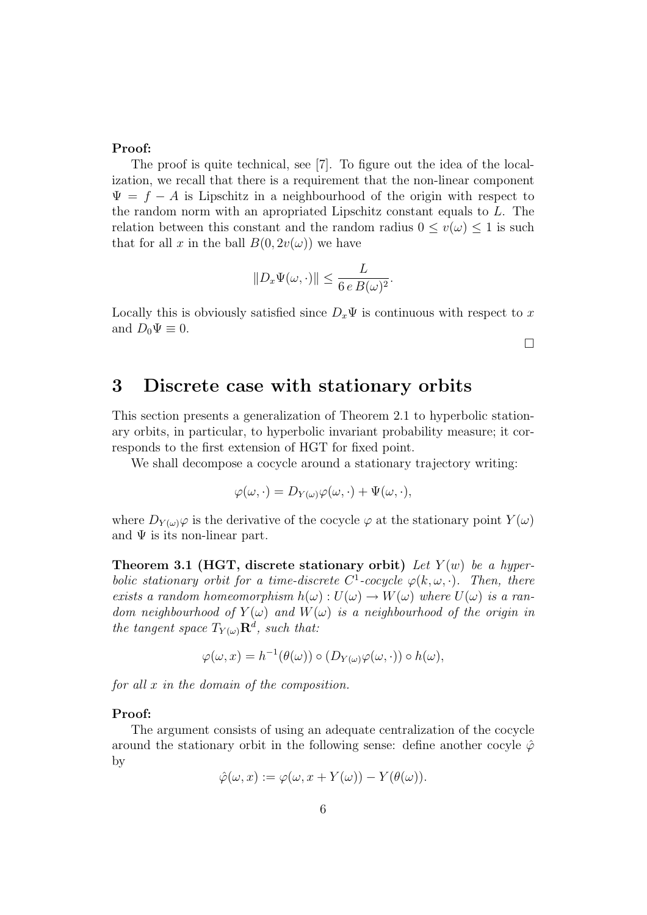**Proof:**

The proof is quite technical, see [7]. To figure out the idea of the localization, we recall that there is a requirement that the non-linear component $\Psi = f - A$ is Lipschitz in a neighbourhood of the origin with respect to the random norm with an apropriated Lipschitz constant equals to $L$. The relation between this constant and the random radius $0 \leq v(\omega) \leq 1$ is such that for all $x$ in the ball $B(0, 2v(\omega))$ we have

$$\|D_x \Psi(\omega, \cdot)\| \leq \frac{L}{6\, e\, B(\omega)^2}.$$

Locally this is obviously satisfied since $D_x\Psi$ is continuous with respect to $x$ and $D_0\Psi \equiv 0$.

□

# 3 Discrete case with stationary orbits

This section presents a generalization of Theorem 2.1 to hyperbolic stationary orbits, in particular, to hyperbolic invariant probability measure; it corresponds to the first extension of HGT for fixed point.

We shall decompose a cocycle around a stationary trajectory writing:

$$\varphi(\omega, \cdot) = D_{Y(\omega)}\varphi(\omega, \cdot) + \Psi(\omega, \cdot),$$

where $D_{Y(\omega)}\varphi$ is the derivative of the cocycle $\varphi$ at the stationary point $Y(\omega)$ and $\Psi$ is its non-linear part.

**Theorem 3.1 (HGT, discrete stationary orbit)** *Let $Y(w)$ be a hyperbolic stationary orbit for a time-discrete $C^1$-cocycle $\varphi(k, \omega, \cdot)$. Then, there exists a random homeomorphism $h(\omega) : U(\omega) \to W(\omega)$ where $U(\omega)$ is a random neighbourhood of $Y(\omega)$ and $W(\omega)$ is a neighbourhood of the origin in the tangent space $T_{Y(\omega)}\mathbf{R}^d$, such that:*

$$\varphi(\omega, x) = h^{-1}(\theta(\omega)) \circ (D_{Y(\omega)}\varphi(\omega, \cdot)) \circ h(\omega),$$

*for all $x$ in the domain of the composition.*

**Proof:**

The argument consists of using an adequate centralization of the cocycle around the stationary orbit in the following sense: define another cocyle $\hat{\varphi}$ by

$$\hat{\varphi}(\omega, x) := \varphi(\omega, x + Y(\omega)) - Y(\theta(\omega)).$$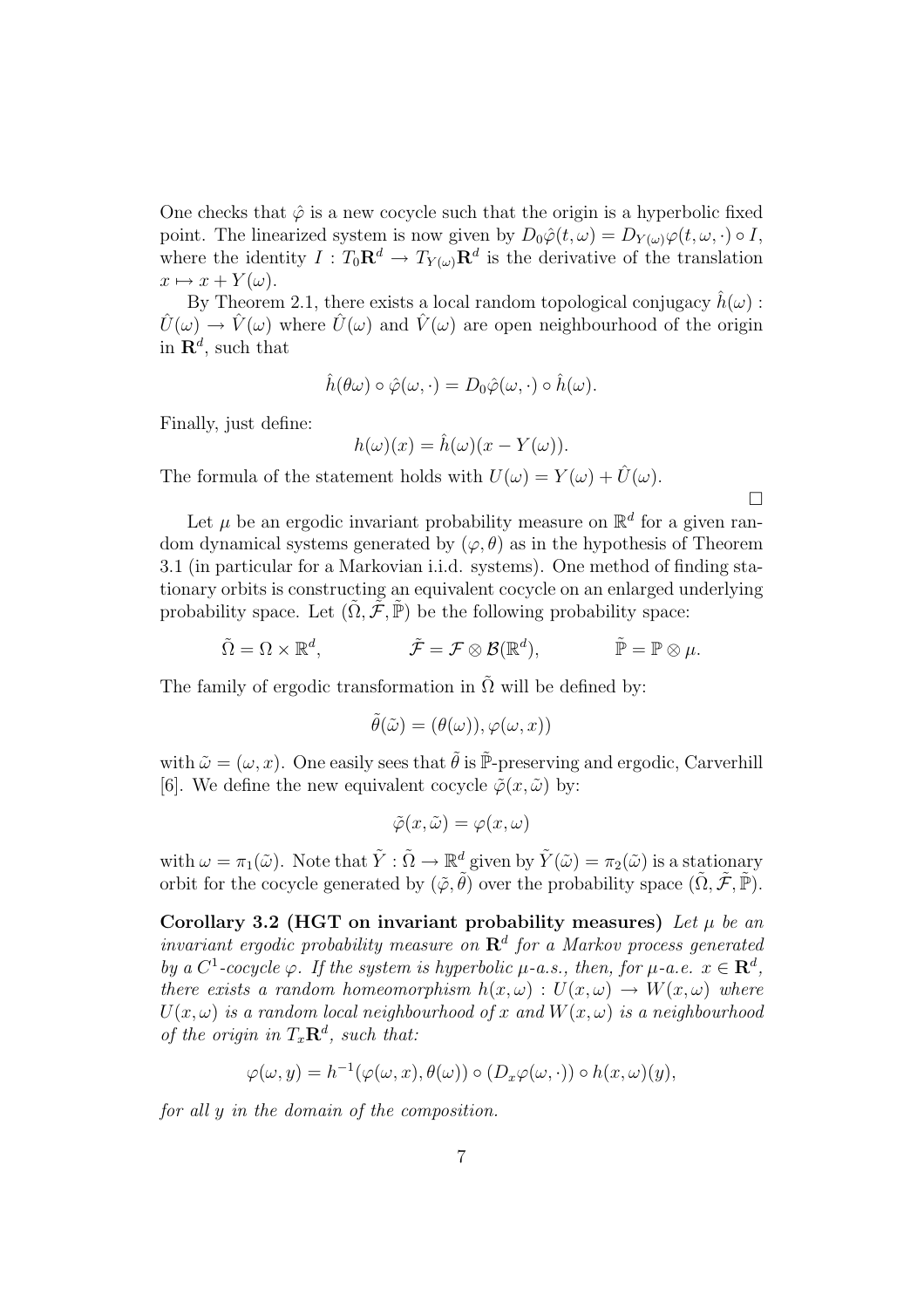One checks that $\hat{\varphi}$ is a new cocycle such that the origin is a hyperbolic fixed point. The linearized system is now given by $D_0\hat{\varphi}(t,\omega) = D_{Y(\omega)}\varphi(t,\omega,\cdot) \circ I$, where the identity $I : T_0\mathbf{R}^d \to T_{Y(\omega)}\mathbf{R}^d$ is the derivative of the translation $x \mapsto x + Y(\omega)$.

By Theorem 2.1, there exists a local random topological conjugacy $\hat{h}(\omega) : \hat{U}(\omega) \to \hat{V}(\omega)$ where $\hat{U}(\omega)$ and $\hat{V}(\omega)$ are open neighbourhood of the origin in $\mathbf{R}^d$, such that

$$\hat{h}(\theta\omega) \circ \hat{\varphi}(\omega, \cdot) = D_0\hat{\varphi}(\omega, \cdot) \circ \hat{h}(\omega).$$

Finally, just define:

$$h(\omega)(x) = \hat{h}(\omega)(x - Y(\omega)).$$

The formula of the statement holds with $U(\omega) = Y(\omega) + \hat{U}(\omega)$.

□

Let $\mu$ be an ergodic invariant probability measure on $\mathbb{R}^d$ for a given random dynamical systems generated by $(\varphi, \theta)$ as in the hypothesis of Theorem 3.1 (in particular for a Markovian i.i.d. systems). One method of finding stationary orbits is constructing an equivalent cocycle on an enlarged underlying probability space. Let $(\tilde{\Omega}, \tilde{\mathcal{F}}, \tilde{\mathbb{P}})$ be the following probability space:

$$\tilde{\Omega} = \Omega \times \mathbb{R}^d, \qquad \tilde{\mathcal{F}} = \mathcal{F} \otimes \mathcal{B}(\mathbb{R}^d), \qquad \tilde{\mathbb{P}} = \mathbb{P} \otimes \mu.$$

The family of ergodic transformation in $\tilde{\Omega}$ will be defined by:

$$\tilde{\theta}(\tilde{\omega}) = (\theta(\omega)), \varphi(\omega, x))$$

with $\tilde{\omega} = (\omega, x)$. One easily sees that $\tilde{\theta}$ is $\tilde{\mathbb{P}}$-preserving and ergodic, Carverhill [6]. We define the new equivalent cocycle $\tilde{\varphi}(x, \tilde{\omega})$ by:

$$\tilde{\varphi}(x, \tilde{\omega}) = \varphi(x, \omega)$$

with $\omega = \pi_1(\tilde{\omega})$. Note that $\tilde{Y} : \tilde{\Omega} \to \mathbb{R}^d$ given by $\tilde{Y}(\tilde{\omega}) = \pi_2(\tilde{\omega})$ is a stationary orbit for the cocycle generated by $(\tilde{\varphi}, \tilde{\theta})$ over the probability space $(\tilde{\Omega}, \tilde{\mathcal{F}}, \tilde{\mathbb{P}})$.

**Corollary 3.2 (HGT on invariant probability measures)** *Let $\mu$ be an invariant ergodic probability measure on $\mathbf{R}^d$ for a Markov process generated by a $C^1$-cocycle $\varphi$. If the system is hyperbolic $\mu$-a.s., then, for $\mu$-a.e. $x \in \mathbf{R}^d$, there exists a random homeomorphism $h(x, \omega) : U(x, \omega) \to W(x, \omega)$ where $U(x, \omega)$ is a random local neighbourhood of $x$ and $W(x, \omega)$ is a neighbourhood of the origin in $T_x\mathbf{R}^d$, such that:*

$$\varphi(\omega, y) = h^{-1}(\varphi(\omega, x), \theta(\omega)) \circ (D_x\varphi(\omega, \cdot)) \circ h(x, \omega)(y),$$

*for all $y$ in the domain of the composition.*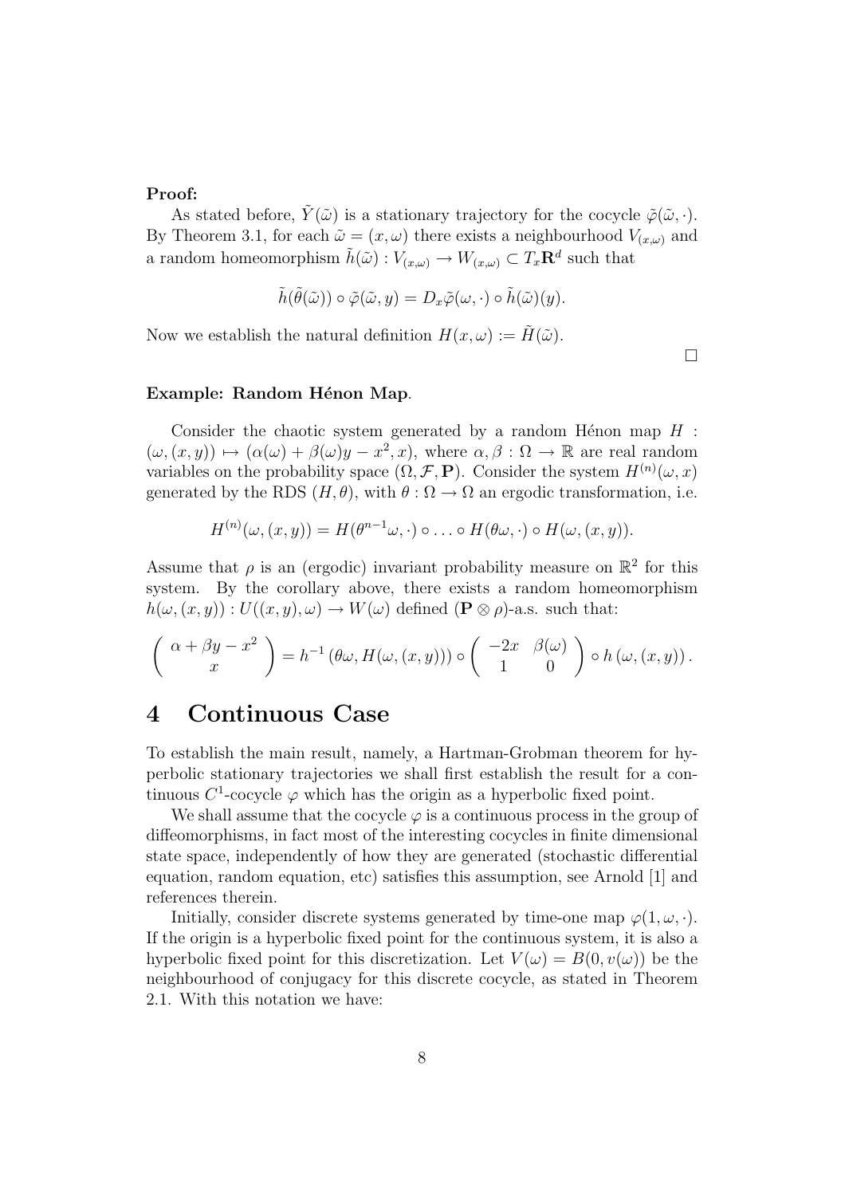**Proof:**

As stated before, $\tilde{Y}(\tilde{\omega})$ is a stationary trajectory for the cocycle $\tilde{\varphi}(\tilde{\omega}, \cdot)$. By Theorem 3.1, for each $\tilde{\omega} = (x, \omega)$ there exists a neighbourhood $V_{(x,\omega)}$ and a random homeomorphism $\tilde{h}(\tilde{\omega}) : V_{(x,\omega)} \to W_{(x,\omega)} \subset T_x\mathbf{R}^d$ such that

$$\tilde{h}(\tilde{\theta}(\tilde{\omega})) \circ \tilde{\varphi}(\tilde{\omega}, y) = D_x\tilde{\varphi}(\omega, \cdot) \circ \tilde{h}(\tilde{\omega})(y).$$

Now we establish the natural definition $H(x, \omega) := \tilde{H}(\tilde{\omega})$.

□

**Example: Random Hénon Map**.

Consider the chaotic system generated by a random Hénon map $H : (\omega, (x, y)) \mapsto (\alpha(\omega) + \beta(\omega)y - x^2, x)$, where $\alpha, \beta : \Omega \to \mathbb{R}$ are real random variables on the probability space $(\Omega, \mathcal{F}, \mathbf{P})$. Consider the system $H^{(n)}(\omega, x)$ generated by the RDS $(H, \theta)$, with $\theta : \Omega \to \Omega$ an ergodic transformation, i.e.

$$H^{(n)}(\omega, (x, y)) = H(\theta^{n-1}\omega, \cdot) \circ \ldots \circ H(\theta\omega, \cdot) \circ H(\omega, (x, y)).$$

Assume that $\rho$ is an (ergodic) invariant probability measure on $\mathbb{R}^2$ for this system. By the corollary above, there exists a random homeomorphism $h(\omega, (x, y)) : U((x, y), \omega) \to W(\omega)$ defined $(\mathbf{P} \otimes \rho)$-a.s. such that:

$$\begin{pmatrix} \alpha + \beta y - x^2 \\ x \end{pmatrix} = h^{-1}\left(\theta\omega, H(\omega, (x, y))\right) \circ \begin{pmatrix} -2x & \beta(\omega) \\ 1 & 0 \end{pmatrix} \circ h\left(\omega, (x, y)\right).$$

# 4 Continuous Case

To establish the main result, namely, a Hartman-Grobman theorem for hyperbolic stationary trajectories we shall first establish the result for a continuous $C^1$-cocycle $\varphi$ which has the origin as a hyperbolic fixed point.

We shall assume that the cocycle $\varphi$ is a continuous process in the group of diffeomorphisms, in fact most of the interesting cocycles in finite dimensional state space, independently of how they are generated (stochastic differential equation, random equation, etc) satisfies this assumption, see Arnold [1] and references therein.

Initially, consider discrete systems generated by time-one map $\varphi(1, \omega, \cdot)$. If the origin is a hyperbolic fixed point for the continuous system, it is also a hyperbolic fixed point for this discretization. Let $V(\omega) = B(0, v(\omega))$ be the neighbourhood of conjugacy for this discrete cocycle, as stated in Theorem 2.1. With this notation we have: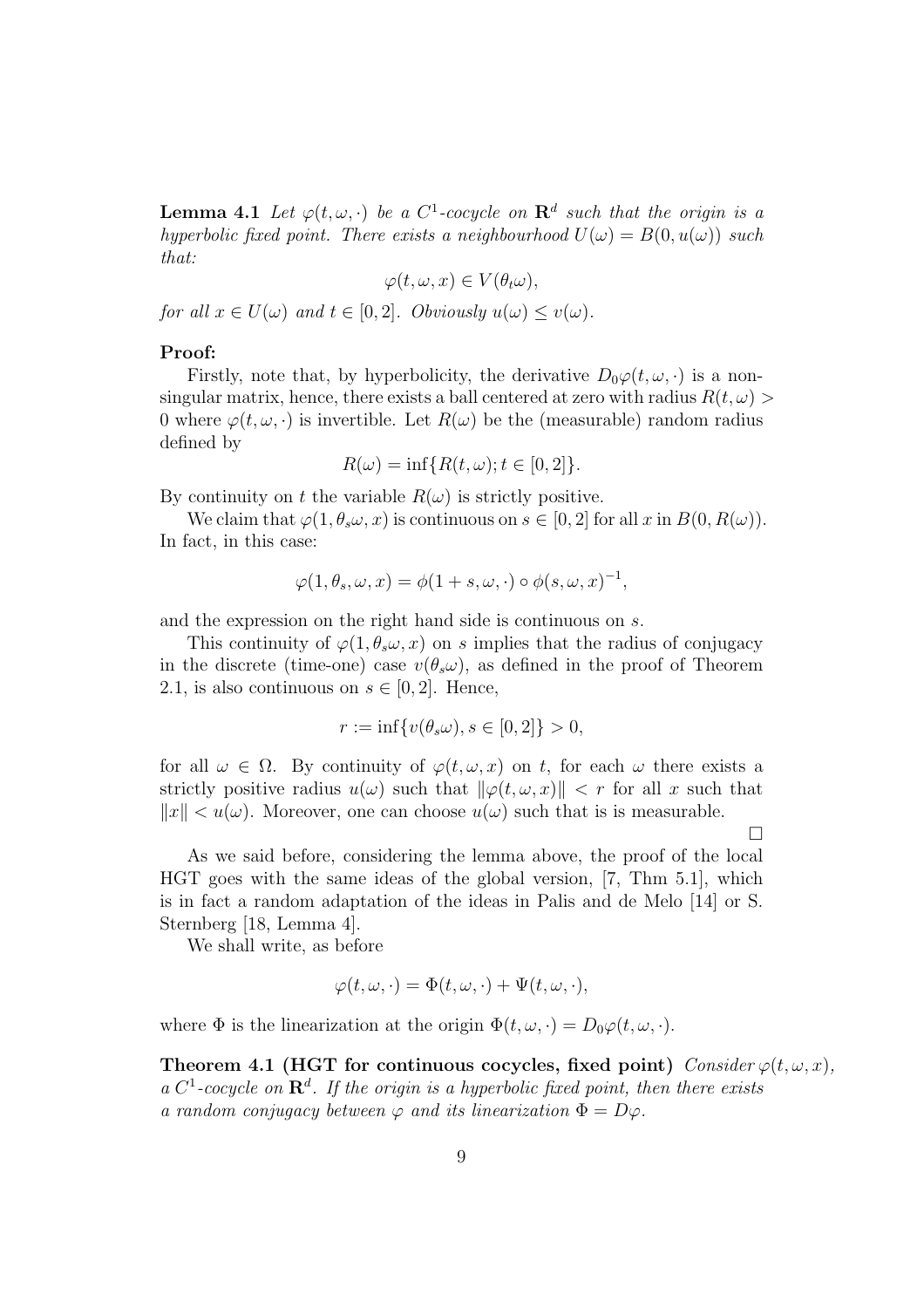**Lemma 4.1** *Let $\varphi(t, \omega, \cdot)$ be a $C^1$-cocycle on $\mathbf{R}^d$ such that the origin is a hyperbolic fixed point. There exists a neighbourhood $U(\omega) = B(0, u(\omega))$ such that:*

$$\varphi(t, \omega, x) \in V(\theta_t \omega),$$

*for all $x \in U(\omega)$ and $t \in [0, 2]$. Obviously $u(\omega) \leq v(\omega)$.*

**Proof:**

Firstly, note that, by hyperbolicity, the derivative $D_0\varphi(t, \omega, \cdot)$ is a nonsingular matrix, hence, there exists a ball centered at zero with radius $R(t, \omega) > 0$ where $\varphi(t, \omega, \cdot)$ is invertible. Let $R(\omega)$ be the (measurable) random radius defined by

$$R(\omega) = \inf\{R(t, \omega); t \in [0, 2]\}.$$

By continuity on $t$ the variable $R(\omega)$ is strictly positive.

We claim that $\varphi(1, \theta_s \omega, x)$ is continuous on $s \in [0, 2]$ for all $x$ in $B(0, R(\omega))$. In fact, in this case:

$$\varphi(1, \theta_s, \omega, x) = \phi(1 + s, \omega, \cdot) \circ \phi(s, \omega, x)^{-1},$$

and the expression on the right hand side is continuous on $s$.

This continuity of $\varphi(1, \theta_s \omega, x)$ on $s$ implies that the radius of conjugacy in the discrete (time-one) case $v(\theta_s \omega)$, as defined in the proof of Theorem 2.1, is also continuous on $s \in [0, 2]$. Hence,

$$r := \inf\{v(\theta_s \omega), s \in [0, 2]\} > 0,$$

for all $\omega \in \Omega$. By continuity of $\varphi(t, \omega, x)$ on $t$, for each $\omega$ there exists a strictly positive radius $u(\omega)$ such that $\|\varphi(t, \omega, x)\| < r$ for all $x$ such that $\|x\| < u(\omega)$. Moreover, one can choose $u(\omega)$ such that is is measurable.

□

As we said before, considering the lemma above, the proof of the local HGT goes with the same ideas of the global version, [7, Thm 5.1], which is in fact a random adaptation of the ideas in Palis and de Melo [14] or S. Sternberg [18, Lemma 4].

We shall write, as before

$$\varphi(t, \omega, \cdot) = \Phi(t, \omega, \cdot) + \Psi(t, \omega, \cdot),$$

where $\Phi$ is the linearization at the origin $\Phi(t, \omega, \cdot) = D_0\varphi(t, \omega, \cdot)$.

**Theorem 4.1 (HGT for continuous cocycles, fixed point)** *Consider $\varphi(t, \omega, x)$, a $C^1$-cocycle on $\mathbf{R}^d$. If the origin is a hyperbolic fixed point, then there exists a random conjugacy between $\varphi$ and its linearization $\Phi = D\varphi$.*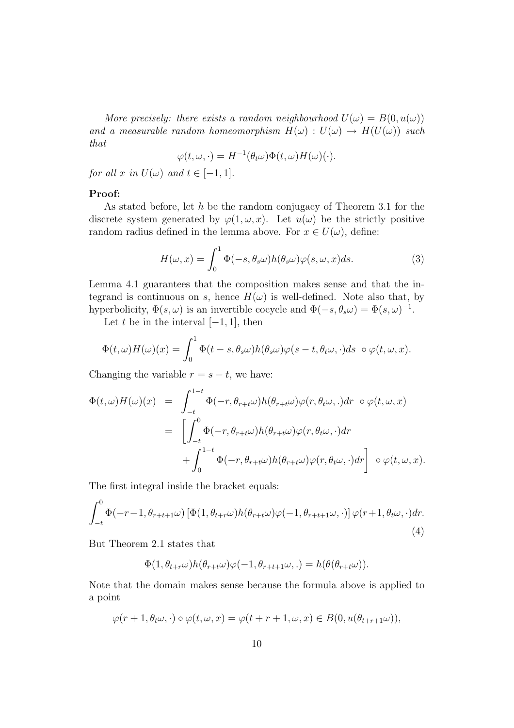*More precisely: there exists a random neighbourhood $U(\omega) = B(0, u(\omega))$ and a measurable random homeomorphism $H(\omega) : U(\omega) \to H(U(\omega))$ such that*

$$\varphi(t, \omega, \cdot) = H^{-1}(\theta_t\omega)\Phi(t, \omega)H(\omega)(\cdot).$$

*for all $x$ in $U(\omega)$ and $t \in [-1, 1]$.*

**Proof:**

As stated before, let $h$ be the random conjugacy of Theorem 3.1 for the discrete system generated by $\varphi(1, \omega, x)$. Let $u(\omega)$ be the strictly positive random radius defined in the lemma above. For $x \in U(\omega)$, define:

$$H(\omega, x) = \int_0^1 \Phi(-s, \theta_s\omega)h(\theta_s\omega)\varphi(s, \omega, x)ds. \tag{3}$$

Lemma 4.1 guarantees that the composition makes sense and that the integrand is continuous on $s$, hence $H(\omega)$ is well-defined. Note also that, by hyperbolicity, $\Phi(s, \omega)$ is an invertible cocycle and $\Phi(-s, \theta_s\omega) = \Phi(s, \omega)^{-1}$.

Let $t$ be in the interval $[-1, 1]$, then

$$\Phi(t, \omega)H(\omega)(x) = \int_0^1 \Phi(t - s, \theta_s\omega)h(\theta_s\omega)\varphi(s - t, \theta_t\omega, \cdot)ds \ \circ \varphi(t, \omega, x).$$

Changing the variable $r = s - t$, we have:

$$\begin{aligned}
\Phi(t, \omega)H(\omega)(x) &= \int_{-t}^{1-t} \Phi(-r, \theta_{r+t}\omega)h(\theta_{r+t}\omega)\varphi(r, \theta_t\omega, .)dr \ \circ \varphi(t, \omega, x) \\
&= \left[\int_{-t}^{0} \Phi(-r, \theta_{r+t}\omega)h(\theta_{r+t}\omega)\varphi(r, \theta_t\omega, \cdot)dr \right. \\
&\quad \left. + \int_{0}^{1-t} \Phi(-r, \theta_{r+t}\omega)h(\theta_{r+t}\omega)\varphi(r, \theta_t\omega, \cdot)dr\right] \ \circ \varphi(t, \omega, x).
\end{aligned}$$

The first integral inside the bracket equals:

$$\int_{-t}^{0} \Phi(-r-1, \theta_{r+t+1}\omega) \left[\Phi(1, \theta_{t+r}\omega)h(\theta_{r+t}\omega)\varphi(-1, \theta_{r+t+1}\omega, \cdot)\right] \varphi(r+1, \theta_t\omega, \cdot)dr. \tag{4}$$

But Theorem 2.1 states that

$$\Phi(1, \theta_{t+r}\omega)h(\theta_{r+t}\omega)\varphi(-1, \theta_{r+t+1}\omega, .) = h(\theta(\theta_{r+t}\omega)).$$

Note that the domain makes sense because the formula above is applied to a point

$$\varphi(r + 1, \theta_t\omega, \cdot) \circ \varphi(t, \omega, x) = \varphi(t + r + 1, \omega, x) \in B(0, u(\theta_{t+r+1}\omega)),$$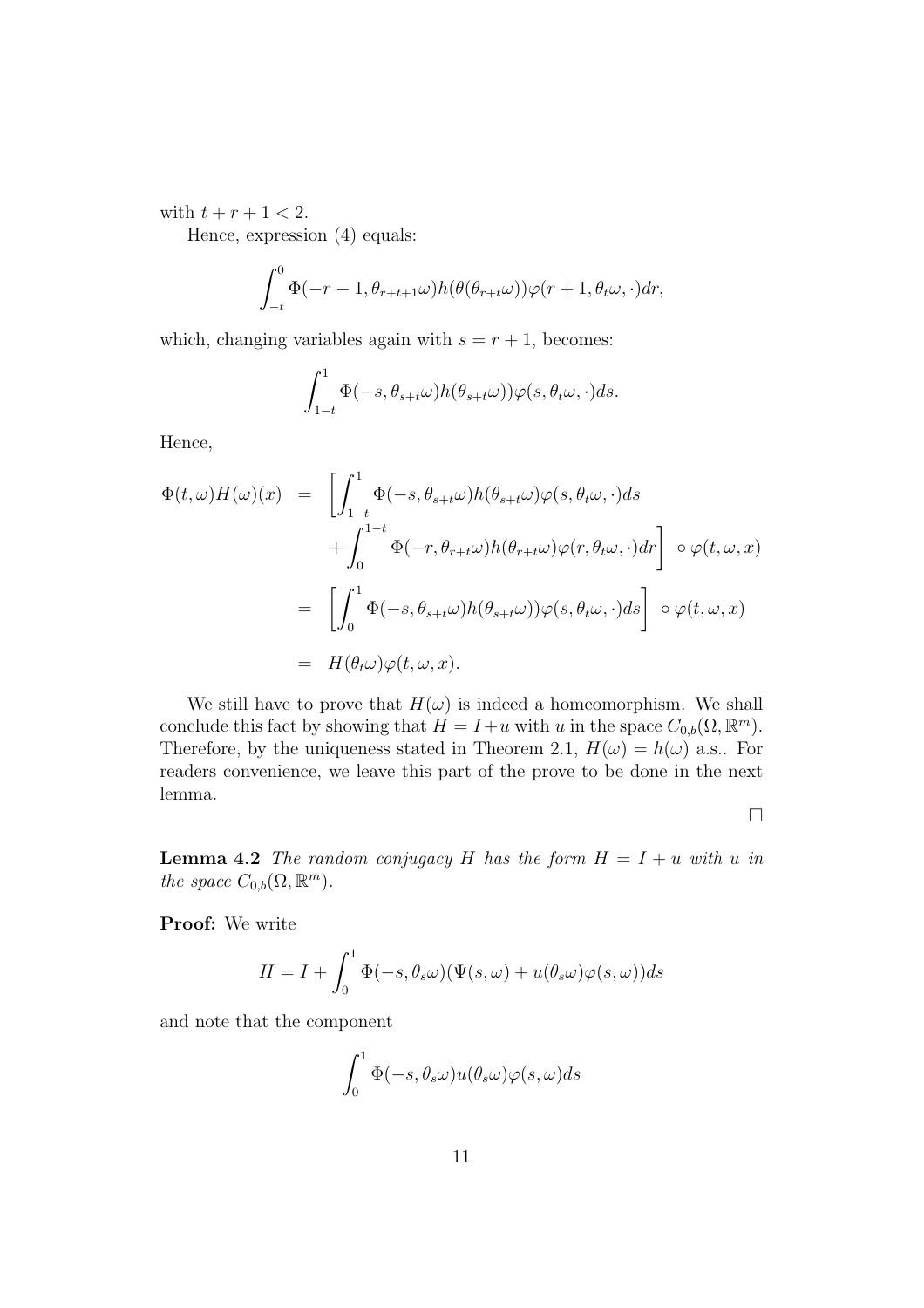with $t + r + 1 < 2$.

Hence, expression (4) equals:

$$\int_{-t}^{0} \Phi(-r-1, \theta_{r+t+1}\omega) h(\theta(\theta_{r+t}\omega)) \varphi(r+1, \theta_t\omega, \cdot) dr,$$

which, changing variables again with $s = r + 1$, becomes:

$$\int_{1-t}^{1} \Phi(-s, \theta_{s+t}\omega) h(\theta_{s+t}\omega)) \varphi(s, \theta_t\omega, \cdot) ds.$$

Hence,

$$\begin{aligned}
\Phi(t,\omega)H(\omega)(x) &= \left[ \int_{1-t}^{1} \Phi(-s, \theta_{s+t}\omega) h(\theta_{s+t}\omega) \varphi(s, \theta_t\omega, \cdot) ds \right. \\
&\quad \left. + \int_{0}^{1-t} \Phi(-r, \theta_{r+t}\omega) h(\theta_{r+t}\omega) \varphi(r, \theta_t\omega, \cdot) dr \right] \circ \varphi(t, \omega, x) \\
&= \left[ \int_{0}^{1} \Phi(-s, \theta_{s+t}\omega) h(\theta_{s+t}\omega)) \varphi(s, \theta_t\omega, \cdot) ds \right] \circ \varphi(t, \omega, x) \\
&= H(\theta_t\omega) \varphi(t, \omega, x).
\end{aligned}$$

We still have to prove that $H(\omega)$ is indeed a homeomorphism. We shall conclude this fact by showing that $H = I + u$ with $u$ in the space $C_{0,b}(\Omega, \mathbb{R}^m)$. Therefore, by the uniqueness stated in Theorem 2.1, $H(\omega) = h(\omega)$ a.s.. For readers convenience, we leave this part of the prove to be done in the next lemma.

□

**Lemma 4.2** *The random conjugacy $H$ has the form $H = I + u$ with $u$ in the space $C_{0,b}(\Omega, \mathbb{R}^m)$.*

**Proof:** We write

$$H = I + \int_0^1 \Phi(-s, \theta_s\omega)(\Psi(s,\omega) + u(\theta_s\omega)\varphi(s,\omega)) ds$$

and note that the component

$$\int_0^1 \Phi(-s, \theta_s\omega) u(\theta_s\omega) \varphi(s, \omega) ds$$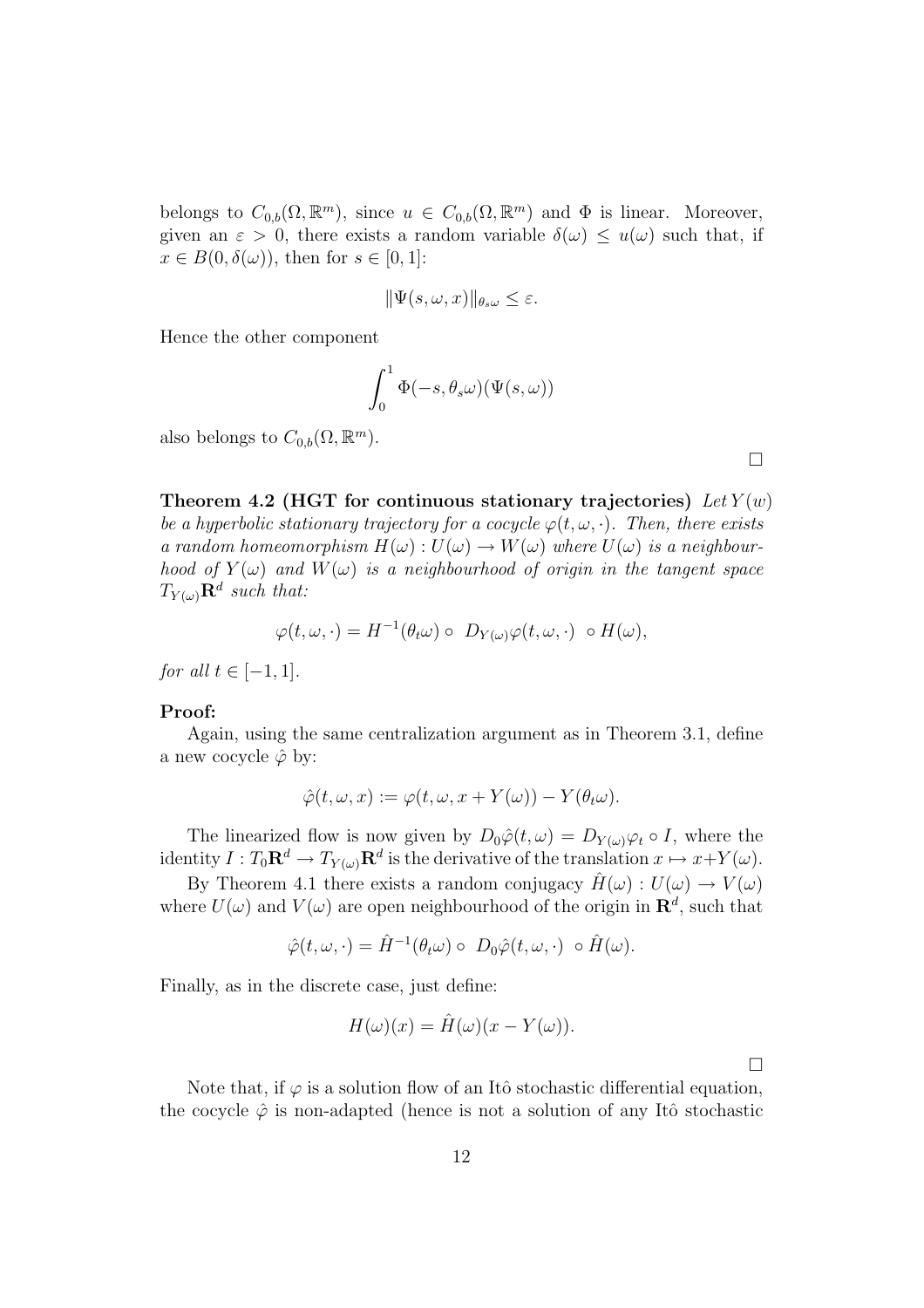belongs to $C_{0,b}(\Omega, \mathbb{R}^m)$, since $u \in C_{0,b}(\Omega, \mathbb{R}^m)$ and $\Phi$ is linear. Moreover, given an $\varepsilon > 0$, there exists a random variable $\delta(\omega) \leq u(\omega)$ such that, if $x \in B(0, \delta(\omega))$, then for $s \in [0, 1]$:

$$\|\Psi(s, \omega, x)\|_{\theta_s \omega} \leq \varepsilon.$$

Hence the other component

$$\int_0^1 \Phi(-s, \theta_s \omega)(\Psi(s, \omega))$$

also belongs to $C_{0,b}(\Omega, \mathbb{R}^m)$.

□

**Theorem 4.2 (HGT for continuous stationary trajectories)** *Let $Y(w)$ be a hyperbolic stationary trajectory for a cocycle $\varphi(t, \omega, \cdot)$. Then, there exists a random homeomorphism $H(\omega) : U(\omega) \to W(\omega)$ where $U(\omega)$ is a neighbourhood of $Y(\omega)$ and $W(\omega)$ is a neighbourhood of origin in the tangent space $T_{Y(\omega)}\mathbf{R}^d$ such that:*

$$\varphi(t, \omega, \cdot) = H^{-1}(\theta_t \omega) \circ \ D_{Y(\omega)}\varphi(t, \omega, \cdot) \ \circ H(\omega),$$

*for all $t \in [-1, 1]$.*

**Proof:**

Again, using the same centralization argument as in Theorem 3.1, define a new cocycle $\hat{\varphi}$ by:

$$\hat{\varphi}(t, \omega, x) := \varphi(t, \omega, x + Y(\omega)) - Y(\theta_t \omega).$$

The linearized flow is now given by $D_0 \hat{\varphi}(t, \omega) = D_{Y(\omega)}\varphi_t \circ I$, where the identity $I : T_0 \mathbf{R}^d \to T_{Y(\omega)}\mathbf{R}^d$ is the derivative of the translation $x \mapsto x + Y(\omega)$.

By Theorem 4.1 there exists a random conjugacy $\hat{H}(\omega) : U(\omega) \to V(\omega)$ where $U(\omega)$ and $V(\omega)$ are open neighbourhood of the origin in $\mathbf{R}^d$, such that

$$\hat{\varphi}(t, \omega, \cdot) = \hat{H}^{-1}(\theta_t \omega) \circ \ D_0 \hat{\varphi}(t, \omega, \cdot) \ \circ \hat{H}(\omega).$$

Finally, as in the discrete case, just define:

$$H(\omega)(x) = \hat{H}(\omega)(x - Y(\omega)).$$

□

Note that, if $\varphi$ is a solution flow of an Itô stochastic differential equation, the cocycle $\hat{\varphi}$ is non-adapted (hence is not a solution of any Itô stochastic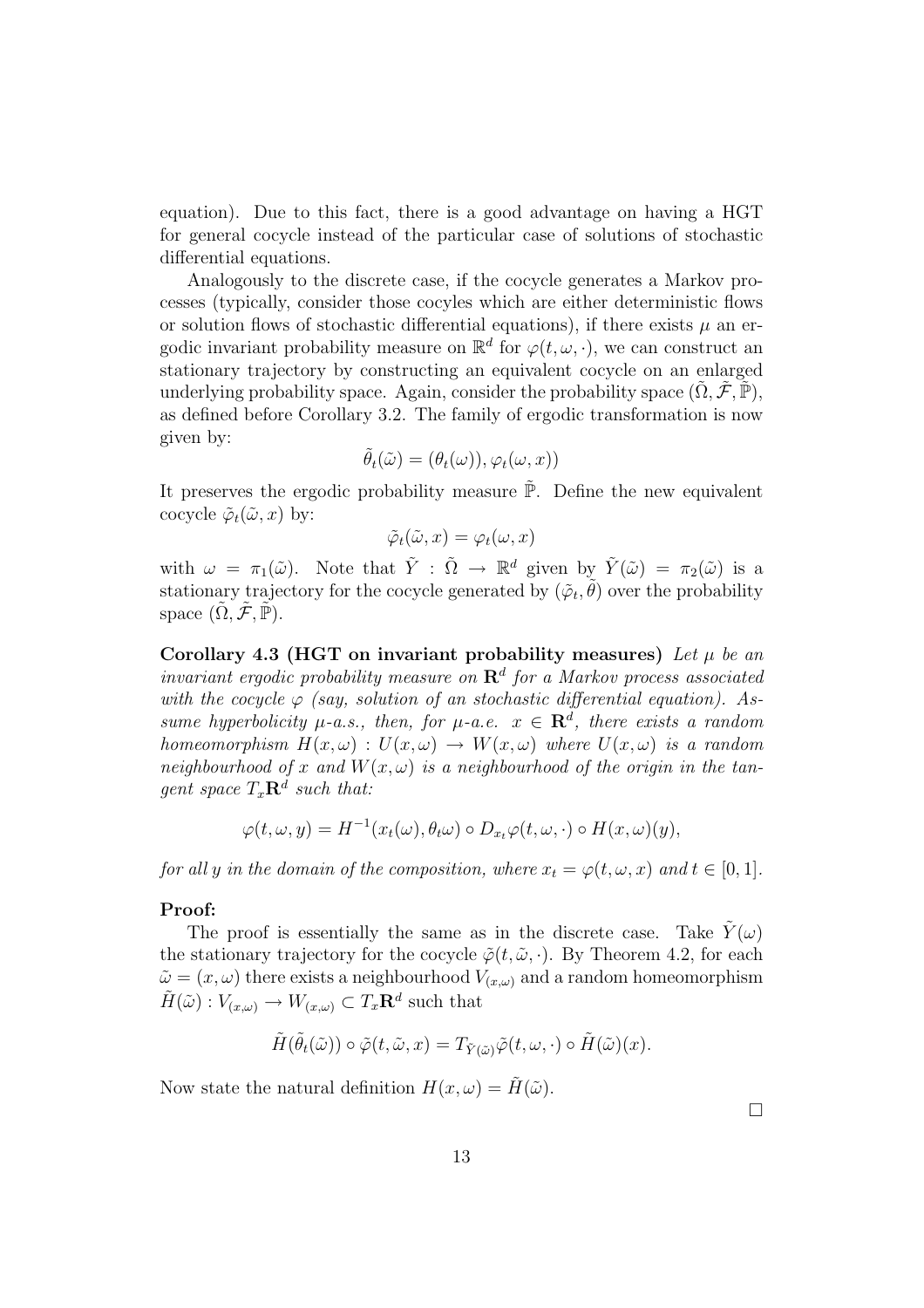equation). Due to this fact, there is a good advantage on having a HGT for general cocycle instead of the particular case of solutions of stochastic differential equations.

Analogously to the discrete case, if the cocycle generates a Markov processes (typically, consider those cocyles which are either deterministic flows or solution flows of stochastic differential equations), if there exists $\mu$ an ergodic invariant probability measure on $\mathbb{R}^d$ for $\varphi(t, \omega, \cdot)$, we can construct an stationary trajectory by constructing an equivalent cocycle on an enlarged underlying probability space. Again, consider the probability space $(\tilde{\Omega}, \tilde{\mathcal{F}}, \tilde{\mathbb{P}})$, as defined before Corollary 3.2. The family of ergodic transformation is now given by:

$$\tilde{\theta}_t(\tilde{\omega}) = (\theta_t(\omega)), \varphi_t(\omega, x))$$

It preserves the ergodic probability measure $\tilde{\mathbb{P}}$. Define the new equivalent cocycle $\tilde{\varphi}_t(\tilde{\omega}, x)$ by:

$$\tilde{\varphi}_t(\tilde{\omega}, x) = \varphi_t(\omega, x)$$

with $\omega = \pi_1(\tilde{\omega})$. Note that $\tilde{Y} : \tilde{\Omega} \to \mathbb{R}^d$ given by $\tilde{Y}(\tilde{\omega}) = \pi_2(\tilde{\omega})$ is a stationary trajectory for the cocycle generated by $(\tilde{\varphi}_t, \tilde{\theta})$ over the probability space $(\tilde{\Omega}, \tilde{\mathcal{F}}, \tilde{\mathbb{P}})$.

**Corollary 4.3 (HGT on invariant probability measures)** *Let $\mu$ be an invariant ergodic probability measure on $\mathbf{R}^d$ for a Markov process associated with the cocycle $\varphi$ (say, solution of an stochastic differential equation). Assume hyperbolicity $\mu$-a.s., then, for $\mu$-a.e. $x \in \mathbf{R}^d$, there exists a random homeomorphism $H(x, \omega) : U(x, \omega) \to W(x, \omega)$ where $U(x, \omega)$ is a random neighbourhood of $x$ and $W(x, \omega)$ is a neighbourhood of the origin in the tangent space $T_x\mathbf{R}^d$ such that:*

$$\varphi(t, \omega, y) = H^{-1}(x_t(\omega), \theta_t\omega) \circ D_{x_t}\varphi(t, \omega, \cdot) \circ H(x, \omega)(y),$$

*for all $y$ in the domain of the composition, where $x_t = \varphi(t, \omega, x)$ and $t \in [0, 1]$.*

**Proof:**

The proof is essentially the same as in the discrete case. Take $\tilde{Y}(\omega)$ the stationary trajectory for the cocycle $\tilde{\varphi}(t, \tilde{\omega}, \cdot)$. By Theorem 4.2, for each $\tilde{\omega} = (x, \omega)$ there exists a neighbourhood $V_{(x,\omega)}$ and a random homeomorphism $\tilde{H}(\tilde{\omega}) : V_{(x,\omega)} \to W_{(x,\omega)} \subset T_x\mathbf{R}^d$ such that

$$\tilde{H}(\tilde{\theta}_t(\tilde{\omega})) \circ \tilde{\varphi}(t, \tilde{\omega}, x) = T_{\tilde{Y}(\tilde{\omega})}\tilde{\varphi}(t, \omega, \cdot) \circ \tilde{H}(\tilde{\omega})(x).$$

Now state the natural definition $H(x, \omega) = \tilde{H}(\tilde{\omega})$.

□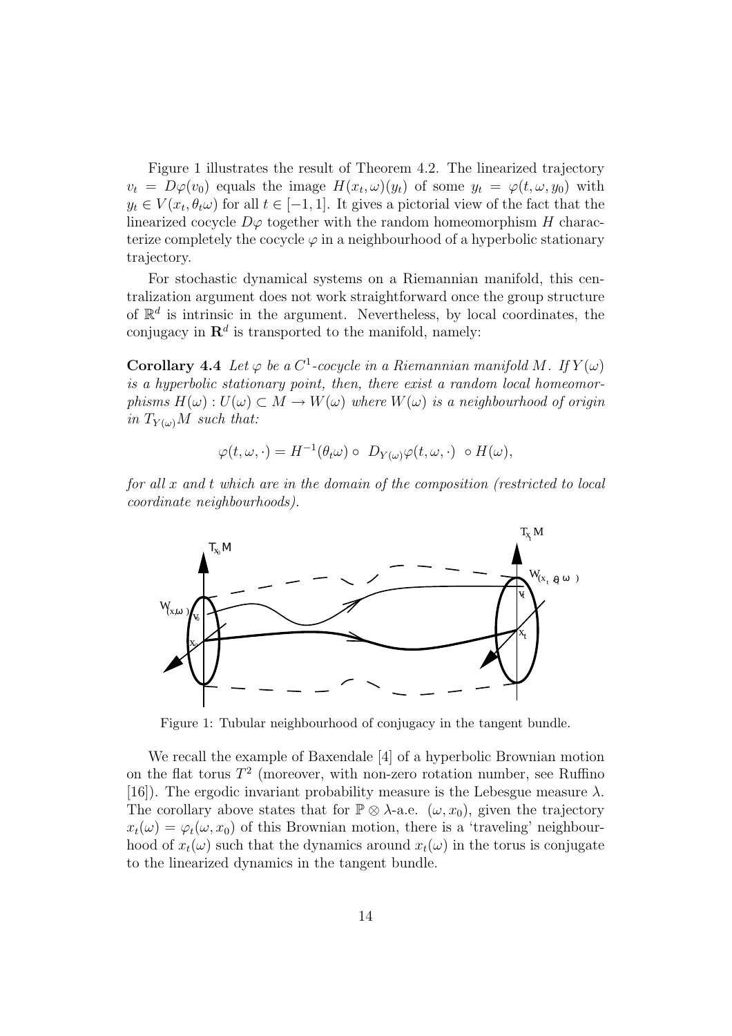Figure 1 illustrates the result of Theorem 4.2. The linearized trajectory $v_t = D\varphi(v_0)$ equals the image $H(x_t, \omega)(y_t)$ of some $y_t = \varphi(t, \omega, y_0)$ with $y_t \in V(x_t, \theta_t\omega)$ for all $t \in [-1, 1]$. It gives a pictorial view of the fact that the linearized cocycle $D\varphi$ together with the random homeomorphism $H$ characterize completely the cocycle $\varphi$ in a neighbourhood of a hyperbolic stationary trajectory.

For stochastic dynamical systems on a Riemannian manifold, this centralization argument does not work straightforward once the group structure of $\mathbb{R}^d$ is intrinsic in the argument. Nevertheless, by local coordinates, the conjugacy in $\mathbf{R}^d$ is transported to the manifold, namely:

**Corollary 4.4** *Let $\varphi$ be a $C^1$-cocycle in a Riemannian manifold $M$. If $Y(\omega)$ is a hyperbolic stationary point, then, there exist a random local homeomorphisms $H(\omega) : U(\omega) \subset M \to W(\omega)$ where $W(\omega)$ is a neighbourhood of origin in $T_{Y(\omega)}M$ such that:*

$$\varphi(t, \omega, \cdot) = H^{-1}(\theta_t\omega) \circ \; D_{Y(\omega)}\varphi(t, \omega, \cdot) \; \circ H(\omega),$$

*for all $x$ and $t$ which are in the domain of the composition (restricted to local coordinate neighbourhoods).*

Figure 1: Tubular neighbourhood of conjugacy in the tangent bundle.

We recall the example of Baxendale [4] of a hyperbolic Brownian motion on the flat torus $T^2$ (moreover, with non-zero rotation number, see Ruffino [16]). The ergodic invariant probability measure is the Lebesgue measure $\lambda$. The corollary above states that for $\mathbb{P} \otimes \lambda$-a.e. $(\omega, x_0)$, given the trajectory $x_t(\omega) = \varphi_t(\omega, x_0)$ of this Brownian motion, there is a 'traveling' neighbourhood of $x_t(\omega)$ such that the dynamics around $x_t(\omega)$ in the torus is conjugate to the linearized dynamics in the tangent bundle.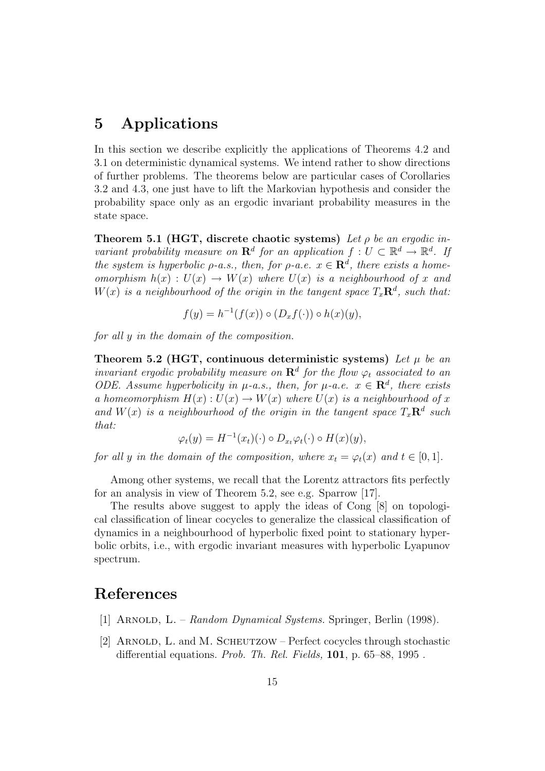# 5 Applications

In this section we describe explicitly the applications of Theorems 4.2 and 3.1 on deterministic dynamical systems. We intend rather to show directions of further problems. The theorems below are particular cases of Corollaries 3.2 and 4.3, one just have to lift the Markovian hypothesis and consider the probability space only as an ergodic invariant probability measures in the state space.

**Theorem 5.1 (HGT, discrete chaotic systems)** *Let $\rho$ be an ergodic invariant probability measure on $\mathbf{R}^d$ for an application $f : U \subset \mathbb{R}^d \to \mathbb{R}^d$. If the system is hyperbolic $\rho$-a.s., then, for $\rho$-a.e. $x \in \mathbf{R}^d$, there exists a homeomorphism $h(x) : U(x) \to W(x)$ where $U(x)$ is a neighbourhood of $x$ and $W(x)$ is a neighbourhood of the origin in the tangent space $T_x\mathbf{R}^d$, such that:*

$$f(y) = h^{-1}(f(x)) \circ (D_x f(\cdot)) \circ h(x)(y),$$

*for all $y$ in the domain of the composition.*

**Theorem 5.2 (HGT, continuous deterministic systems)** *Let $\mu$ be an invariant ergodic probability measure on $\mathbf{R}^d$ for the flow $\varphi_t$ associated to an ODE. Assume hyperbolicity in $\mu$-a.s., then, for $\mu$-a.e. $x \in \mathbf{R}^d$, there exists a homeomorphism $H(x) : U(x) \to W(x)$ where $U(x)$ is a neighbourhood of $x$ and $W(x)$ is a neighbourhood of the origin in the tangent space $T_x\mathbf{R}^d$ such that:*

$$\varphi_t(y) = H^{-1}(x_t)(\cdot) \circ D_{x_t}\varphi_t(\cdot) \circ H(x)(y),$$

*for all $y$ in the domain of the composition, where $x_t = \varphi_t(x)$ and $t \in [0, 1]$.*

Among other systems, we recall that the Lorentz attractors fits perfectly for an analysis in view of Theorem 5.2, see e.g. Sparrow [17].

The results above suggest to apply the ideas of Cong [8] on topological classification of linear cocycles to generalize the classical classification of dynamics in a neighbourhood of hyperbolic fixed point to stationary hyperbolic orbits, i.e., with ergodic invariant measures with hyperbolic Lyapunov spectrum.

# References

[1] Arnold, L. – *Random Dynamical Systems.* Springer, Berlin (1998).

[2] Arnold, L. and M. Scheutzow – Perfect cocycles through stochastic differential equations. *Prob. Th. Rel. Fields,* **101**, p. 65–88, 1995 .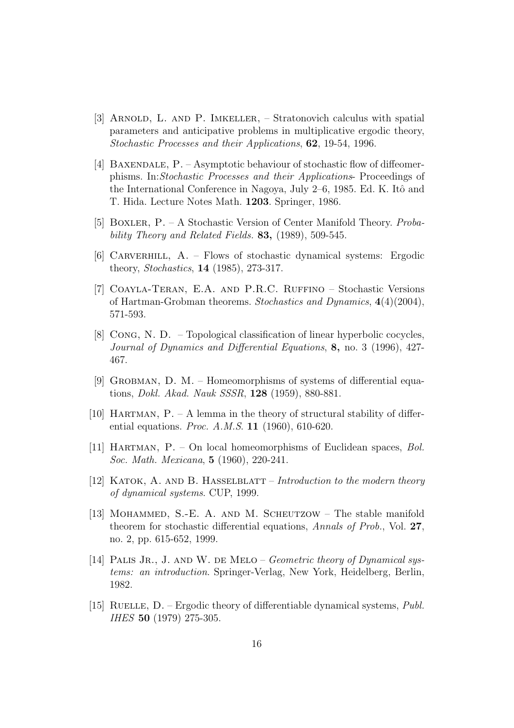[3] Arnold, L. and P. Imkeller, – Stratonovich calculus with spatial parameters and anticipative problems in multiplicative ergodic theory, *Stochastic Processes and their Applications*, **62**, 19-54, 1996.

[4] Baxendale, P. – Asymptotic behaviour of stochastic flow of diffeomerphisms. In:*Stochastic Processes and their Applications*- Proceedings of the International Conference in Nagoya, July 2–6, 1985. Ed. K. Itô and T. Hida. Lecture Notes Math. **1203**. Springer, 1986.

[5] Boxler, P. – A Stochastic Version of Center Manifold Theory. *Probability Theory and Related Fields.* **83,** (1989), 509-545.

[6] Carverhill, A. – Flows of stochastic dynamical systems: Ergodic theory, *Stochastics*, **14** (1985), 273-317.

[7] Coayla-Teran, E.A. and P.R.C. Ruffino – Stochastic Versions of Hartman-Grobman theorems. *Stochastics and Dynamics*, **4**(4)(2004), 571-593.

[8] Cong, N. D. – Topological classification of linear hyperbolic cocycles, *Journal of Dynamics and Differential Equations*, **8,** no. 3 (1996), 427-467.

[9] Grobman, D. M. – Homeomorphisms of systems of differential equations, *Dokl. Akad. Nauk SSSR*, **128** (1959), 880-881.

[10] Hartman, P. – A lemma in the theory of structural stability of differential equations. *Proc. A.M.S.* **11** (1960), 610-620.

[11] Hartman, P. – On local homeomorphisms of Euclidean spaces, *Bol. Soc. Math. Mexicana*, **5** (1960), 220-241.

[12] Katok, A. and B. Hasselblatt – *Introduction to the modern theory of dynamical systems*. CUP, 1999.

[13] Mohammed, S.-E. A. and M. Scheutzow – The stable manifold theorem for stochastic differential equations, *Annals of Prob.*, Vol. **27**, no. 2, pp. 615-652, 1999.

[14] Palis Jr., J. and W. de Melo – *Geometric theory of Dynamical systems: an introduction*. Springer-Verlag, New York, Heidelberg, Berlin, 1982.

[15] Ruelle, D. – Ergodic theory of differentiable dynamical systems, *Publ. IHES* **50** (1979) 275-305.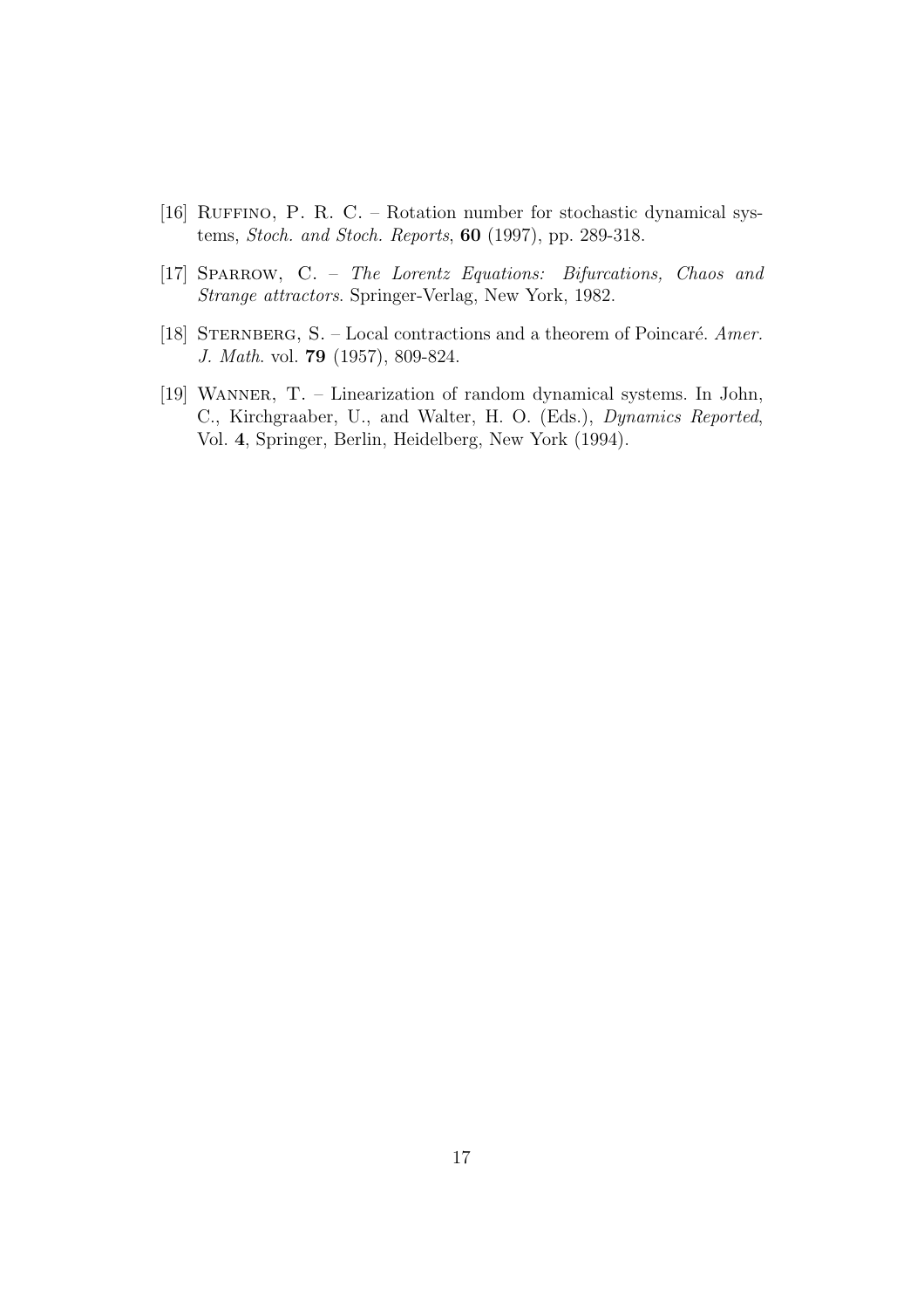[16] Ruffino, P. R. C. – Rotation number for stochastic dynamical systems, *Stoch. and Stoch. Reports*, **60** (1997), pp. 289-318.

[17] Sparrow, C. – *The Lorentz Equations: Bifurcations, Chaos and Strange attractors*. Springer-Verlag, New York, 1982.

[18] Sternberg, S. – Local contractions and a theorem of Poincaré. *Amer. J. Math.* vol. **79** (1957), 809-824.

[19] Wanner, T. – Linearization of random dynamical systems. In John, C., Kirchgraaber, U., and Walter, H. O. (Eds.), *Dynamics Reported*, Vol. **4**, Springer, Berlin, Heidelberg, New York (1994).